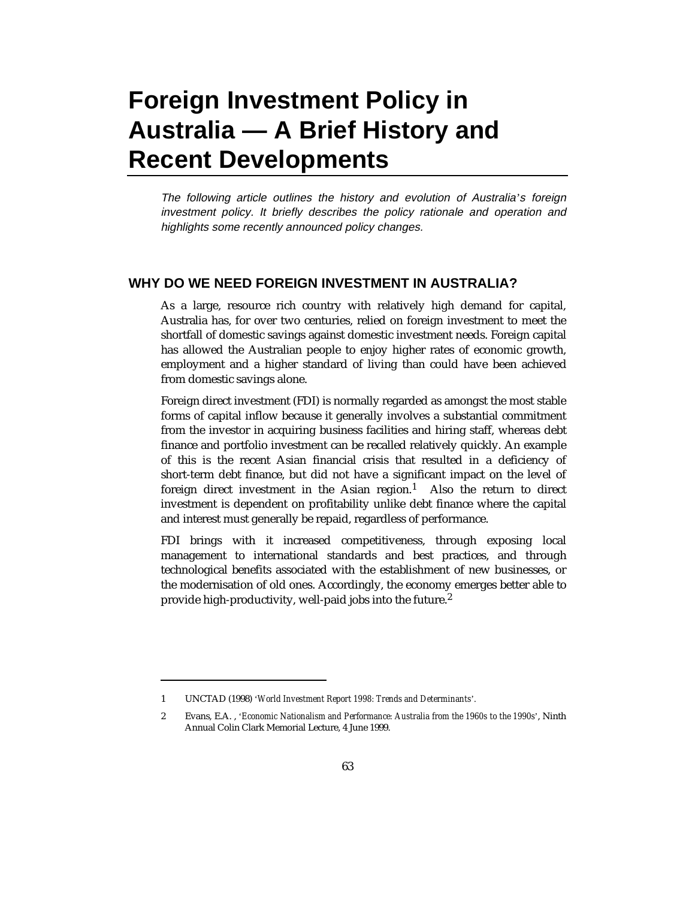# Foreign Investment Policy in Australia — A Brief History and Recent Developments

*The following article outlines the history and evolution of Australia's foreign investment policy. It briefly describes the policy rationale and operation and highlights some recently announced policy changes.*

## WHY DO WE NEED FOREIGN INVESTMENT IN AUSTRALIA?

As a large, resource rich country with relatively high demand for capital, Australia has, for over two centuries, relied on foreign investment to meet the shortfall of domestic savings against domestic investment needs. Foreign capital has allowed the Australian people to enjoy higher rates of economic growth, employment and a higher standard of living than could have been achieved from domestic savings alone.

Foreign direct investment (FDI) is normally regarded as amongst the most stable forms of capital inflow because it generally involves a substantial commitment from the investor in acquiring business facilities and hiring staff, whereas debt finance and portfolio investment can be recalled relatively quickly. An example of this is the recent Asian financial crisis that resulted in a deficiency of short-term debt finance, but did not have a significant impact on the level of foreign direct investment in the Asian region.[1] Also the return to direct investment is dependent on profitability unlike debt finance where the capital and interest must generally be repaid, regardless of performance.

FDI brings with it increased competitiveness, through exposing local management to international standards and best practices, and through technological benefits associated with the establishment of new businesses, or the modernisation of old ones. Accordingly, the economy emerges better able to provide high-productivity, well-paid jobs into the future.[2]

---

1 UNCTAD (1998) '*World Investment Report 1998: Trends and Determinants*'.

2 Evans, E.A. , '*Economic Nationalism and Performance: Australia from the 1960s to the 1990s*', Ninth Annual Colin Clark Memorial Lecture, 4 June 1999.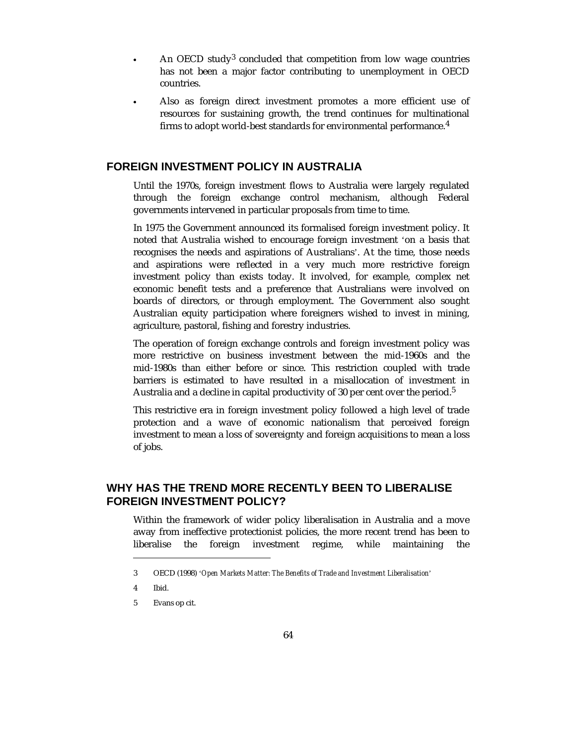- An OECD study[3] concluded that competition from low wage countries has not been a major factor contributing to unemployment in OECD countries.
- Also as foreign direct investment promotes a more efficient use of resources for sustaining growth, the trend continues for multinational firms to adopt world-best standards for environmental performance.[4]

## FOREIGN INVESTMENT POLICY IN AUSTRALIA

Until the 1970s, foreign investment flows to Australia were largely regulated through the foreign exchange control mechanism, although Federal governments intervened in particular proposals from time to time.

In 1975 the Government announced its formalised foreign investment policy. It noted that Australia wished to encourage foreign investment 'on a basis that recognises the needs and aspirations of Australians'. At the time, those needs and aspirations were reflected in a very much more restrictive foreign investment policy than exists today. It involved, for example, complex net economic benefit tests and a preference that Australians were involved on boards of directors, or through employment. The Government also sought Australian equity participation where foreigners wished to invest in mining, agriculture, pastoral, fishing and forestry industries.

The operation of foreign exchange controls and foreign investment policy was more restrictive on business investment between the mid-1960s and the mid-1980s than either before or since. This restriction coupled with trade barriers is estimated to have resulted in a misallocation of investment in Australia and a decline in capital productivity of 30 per cent over the period.[5]

This restrictive era in foreign investment policy followed a high level of trade protection and a wave of economic nationalism that perceived foreign investment to mean a loss of sovereignty and foreign acquisitions to mean a loss of jobs.

## WHY HAS THE TREND MORE RECENTLY BEEN TO LIBERALISE FOREIGN INVESTMENT POLICY?

Within the framework of wider policy liberalisation in Australia and a move away from ineffective protectionist policies, the more recent trend has been to liberalise the foreign investment regime, while maintaining the

---

3 OECD (1998) '*Open Markets Matter: The Benefits of Trade and Investment Liberalisation*'

4 Ibid.

5 Evans op cit.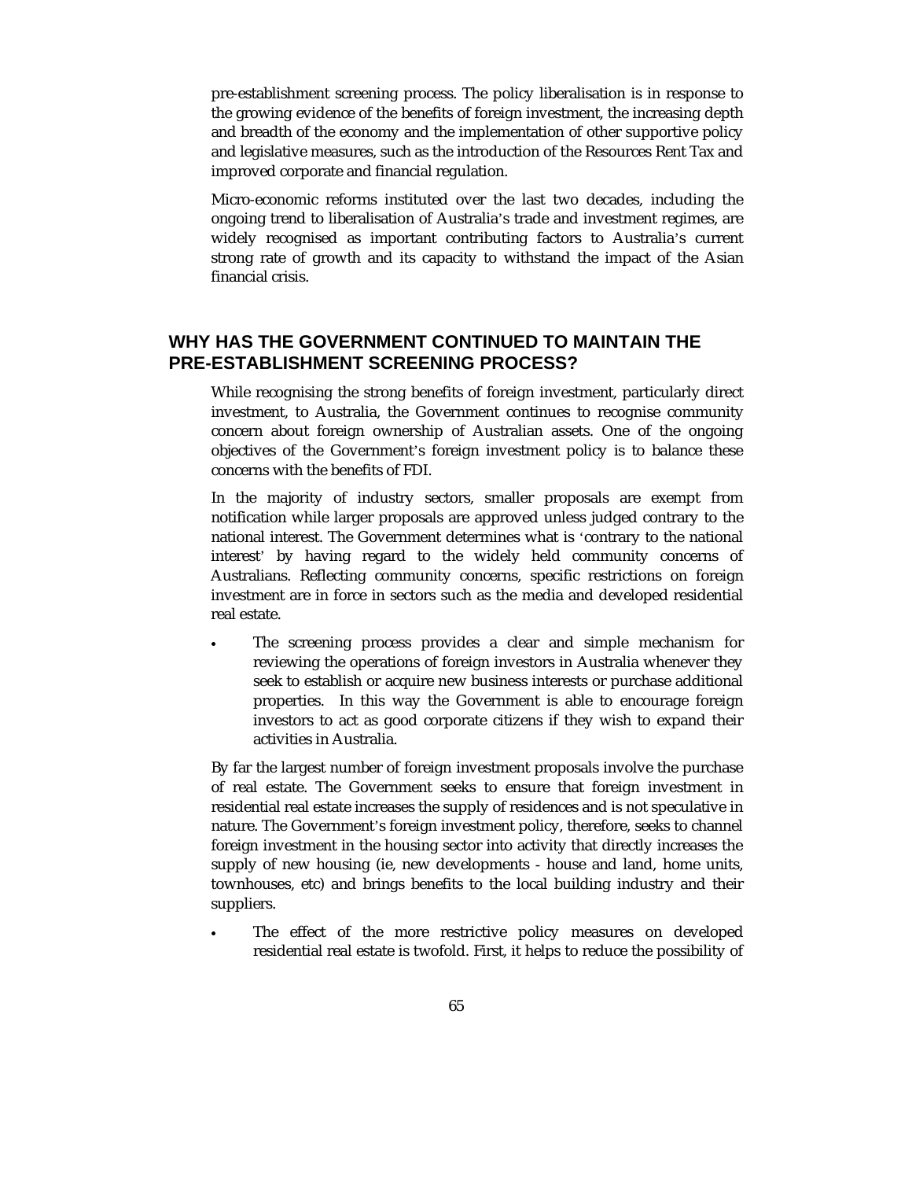pre-establishment screening process. The policy liberalisation is in response to the growing evidence of the benefits of foreign investment, the increasing depth and breadth of the economy and the implementation of other supportive policy and legislative measures, such as the introduction of the Resources Rent Tax and improved corporate and financial regulation.

Micro-economic reforms instituted over the last two decades, including the ongoing trend to liberalisation of Australia's trade and investment regimes, are widely recognised as important contributing factors to Australia's current strong rate of growth and its capacity to withstand the impact of the Asian financial crisis.

## WHY HAS THE GOVERNMENT CONTINUED TO MAINTAIN THE PRE-ESTABLISHMENT SCREENING PROCESS?

While recognising the strong benefits of foreign investment, particularly direct investment, to Australia, the Government continues to recognise community concern about foreign ownership of Australian assets. One of the ongoing objectives of the Government's foreign investment policy is to balance these concerns with the benefits of FDI.

In the majority of industry sectors, smaller proposals are exempt from notification while larger proposals are approved unless judged contrary to the national interest. The Government determines what is 'contrary to the national interest' by having regard to the widely held community concerns of Australians. Reflecting community concerns, specific restrictions on foreign investment are in force in sectors such as the media and developed residential real estate.

- The screening process provides a clear and simple mechanism for reviewing the operations of foreign investors in Australia whenever they seek to establish or acquire new business interests or purchase additional properties. In this way the Government is able to encourage foreign investors to act as good corporate citizens if they wish to expand their activities in Australia.

By far the largest number of foreign investment proposals involve the purchase of real estate. The Government seeks to ensure that foreign investment in residential real estate increases the supply of residences and is not speculative in nature. The Government's foreign investment policy, therefore, seeks to channel foreign investment in the housing sector into activity that directly increases the supply of new housing (ie, new developments - house and land, home units, townhouses, etc) and brings benefits to the local building industry and their suppliers.

- The effect of the more restrictive policy measures on developed residential real estate is twofold. First, it helps to reduce the possibility of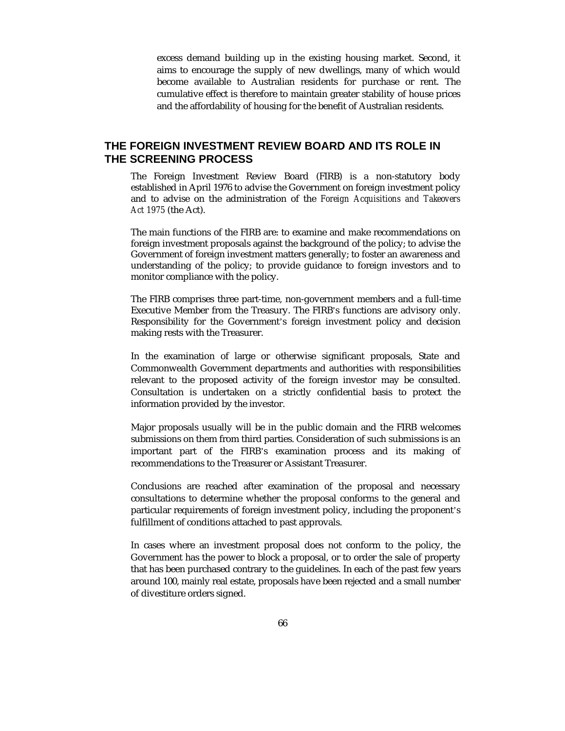excess demand building up in the existing housing market. Second, it aims to encourage the supply of new dwellings, many of which would become available to Australian residents for purchase or rent. The cumulative effect is therefore to maintain greater stability of house prices and the affordability of housing for the benefit of Australian residents.

## THE FOREIGN INVESTMENT REVIEW BOARD AND ITS ROLE IN THE SCREENING PROCESS

The Foreign Investment Review Board (FIRB) is a non-statutory body established in April 1976 to advise the Government on foreign investment policy and to advise on the administration of the *Foreign Acquisitions and Takeovers Act 1975* (the Act).

The main functions of the FIRB are: to examine and make recommendations on foreign investment proposals against the background of the policy; to advise the Government of foreign investment matters generally; to foster an awareness and understanding of the policy; to provide guidance to foreign investors and to monitor compliance with the policy.

The FIRB comprises three part-time, non-government members and a full-time Executive Member from the Treasury. The FIRB's functions are advisory only. Responsibility for the Government's foreign investment policy and decision making rests with the Treasurer.

In the examination of large or otherwise significant proposals, State and Commonwealth Government departments and authorities with responsibilities relevant to the proposed activity of the foreign investor may be consulted. Consultation is undertaken on a strictly confidential basis to protect the information provided by the investor.

Major proposals usually will be in the public domain and the FIRB welcomes submissions on them from third parties. Consideration of such submissions is an important part of the FIRB's examination process and its making of recommendations to the Treasurer or Assistant Treasurer.

Conclusions are reached after examination of the proposal and necessary consultations to determine whether the proposal conforms to the general and particular requirements of foreign investment policy, including the proponent's fulfillment of conditions attached to past approvals.

In cases where an investment proposal does not conform to the policy, the Government has the power to block a proposal, or to order the sale of property that has been purchased contrary to the guidelines. In each of the past few years around 100, mainly real estate, proposals have been rejected and a small number of divestiture orders signed.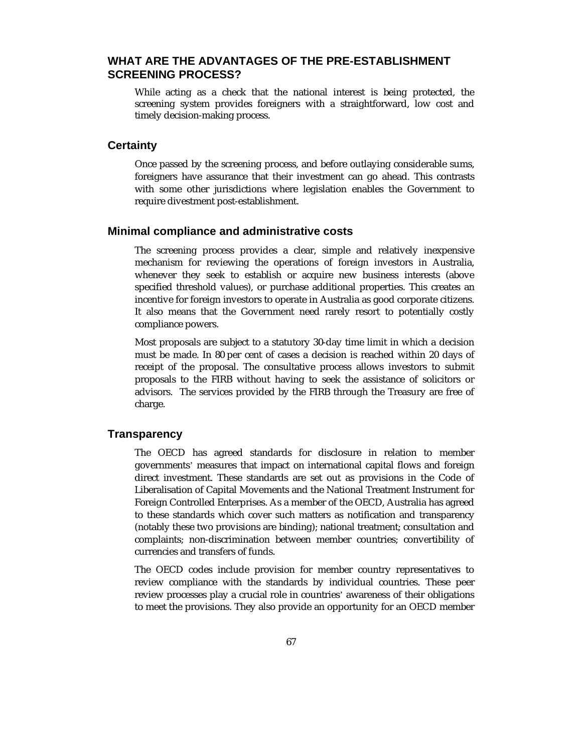## WHAT ARE THE ADVANTAGES OF THE PRE-ESTABLISHMENT SCREENING PROCESS?

While acting as a check that the national interest is being protected, the screening system provides foreigners with a straightforward, low cost and timely decision-making process.

### Certainty

Once passed by the screening process, and before outlaying considerable sums, foreigners have assurance that their investment can go ahead. This contrasts with some other jurisdictions where legislation enables the Government to require divestment post-establishment.

### Minimal compliance and administrative costs

The screening process provides a clear, simple and relatively inexpensive mechanism for reviewing the operations of foreign investors in Australia, whenever they seek to establish or acquire new business interests (above specified threshold values), or purchase additional properties. This creates an incentive for foreign investors to operate in Australia as good corporate citizens. It also means that the Government need rarely resort to potentially costly compliance powers.

Most proposals are subject to a statutory 30-day time limit in which a decision must be made. In 80 per cent of cases a decision is reached within 20 days of receipt of the proposal. The consultative process allows investors to submit proposals to the FIRB without having to seek the assistance of solicitors or advisors. The services provided by the FIRB through the Treasury are free of charge.

### Transparency

The OECD has agreed standards for disclosure in relation to member governments' measures that impact on international capital flows and foreign direct investment. These standards are set out as provisions in the Code of Liberalisation of Capital Movements and the National Treatment Instrument for Foreign Controlled Enterprises. As a member of the OECD, Australia has agreed to these standards which cover such matters as notification and transparency (notably these two provisions are binding); national treatment; consultation and complaints; non-discrimination between member countries; convertibility of currencies and transfers of funds.

The OECD codes include provision for member country representatives to review compliance with the standards by individual countries. These peer review processes play a crucial role in countries' awareness of their obligations to meet the provisions. They also provide an opportunity for an OECD member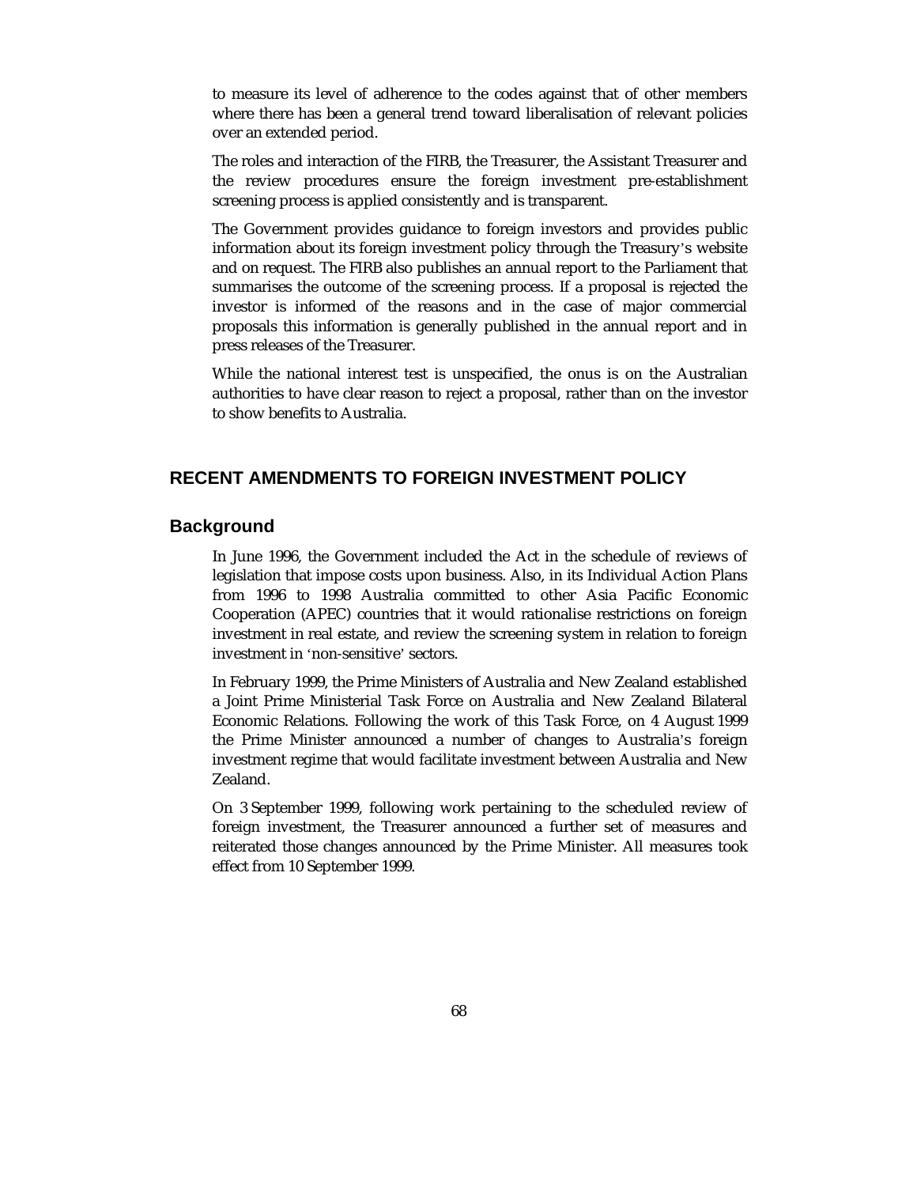to measure its level of adherence to the codes against that of other members where there has been a general trend toward liberalisation of relevant policies over an extended period.

The roles and interaction of the FIRB, the Treasurer, the Assistant Treasurer and the review procedures ensure the foreign investment pre-establishment screening process is applied consistently and is transparent.

The Government provides guidance to foreign investors and provides public information about its foreign investment policy through the Treasury's website and on request. The FIRB also publishes an annual report to the Parliament that summarises the outcome of the screening process. If a proposal is rejected the investor is informed of the reasons and in the case of major commercial proposals this information is generally published in the annual report and in press releases of the Treasurer.

While the national interest test is unspecified, the onus is on the Australian authorities to have clear reason to reject a proposal, rather than on the investor to show benefits to Australia.

## RECENT AMENDMENTS TO FOREIGN INVESTMENT POLICY

### Background

In June 1996, the Government included the Act in the schedule of reviews of legislation that impose costs upon business. Also, in its Individual Action Plans from 1996 to 1998 Australia committed to other Asia Pacific Economic Cooperation (APEC) countries that it would rationalise restrictions on foreign investment in real estate, and review the screening system in relation to foreign investment in 'non-sensitive' sectors.

In February 1999, the Prime Ministers of Australia and New Zealand established a Joint Prime Ministerial Task Force on Australia and New Zealand Bilateral Economic Relations. Following the work of this Task Force, on 4 August 1999 the Prime Minister announced a number of changes to Australia's foreign investment regime that would facilitate investment between Australia and New Zealand.

On 3 September 1999, following work pertaining to the scheduled review of foreign investment, the Treasurer announced a further set of measures and reiterated those changes announced by the Prime Minister. All measures took effect from 10 September 1999.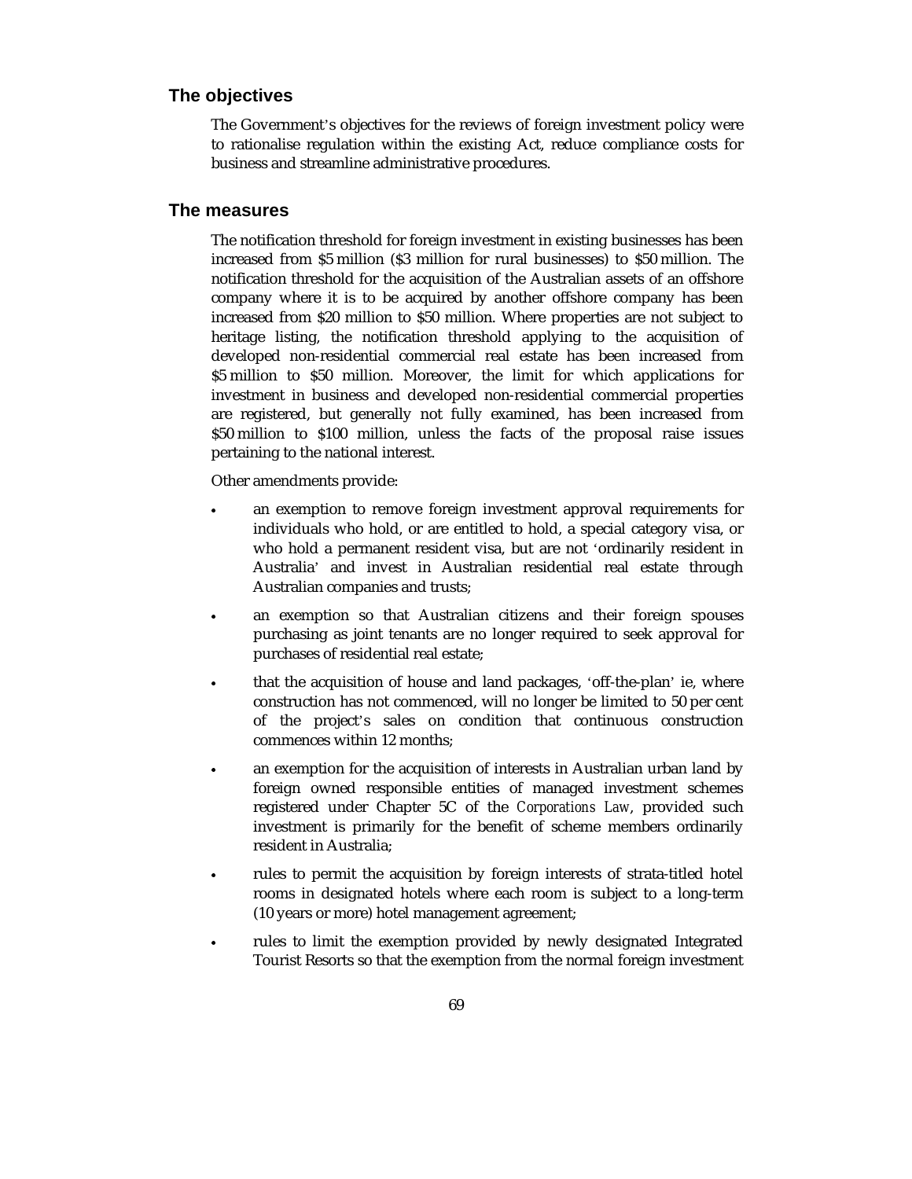## The objectives

The Government's objectives for the reviews of foreign investment policy were to rationalise regulation within the existing Act, reduce compliance costs for business and streamline administrative procedures.

## The measures

The notification threshold for foreign investment in existing businesses has been increased from $5 million ($3 million for rural businesses) to $50 million. The notification threshold for the acquisition of the Australian assets of an offshore company where it is to be acquired by another offshore company has been increased from $20 million to $50 million. Where properties are not subject to heritage listing, the notification threshold applying to the acquisition of developed non-residential commercial real estate has been increased from $5 million to $50 million. Moreover, the limit for which applications for investment in business and developed non-residential commercial properties are registered, but generally not fully examined, has been increased from $50 million to $100 million, unless the facts of the proposal raise issues pertaining to the national interest.

Other amendments provide:

- an exemption to remove foreign investment approval requirements for individuals who hold, or are entitled to hold, a special category visa, or who hold a permanent resident visa, but are not 'ordinarily resident in Australia' and invest in Australian residential real estate through Australian companies and trusts;
- an exemption so that Australian citizens and their foreign spouses purchasing as joint tenants are no longer required to seek approval for purchases of residential real estate;
- that the acquisition of house and land packages, 'off-the-plan' ie, where construction has not commenced, will no longer be limited to 50 per cent of the project's sales on condition that continuous construction commences within 12 months;
- an exemption for the acquisition of interests in Australian urban land by foreign owned responsible entities of managed investment schemes registered under Chapter 5C of the *Corporations Law*, provided such investment is primarily for the benefit of scheme members ordinarily resident in Australia;
- rules to permit the acquisition by foreign interests of strata-titled hotel rooms in designated hotels where each room is subject to a long-term (10 years or more) hotel management agreement;
- rules to limit the exemption provided by newly designated Integrated Tourist Resorts so that the exemption from the normal foreign investment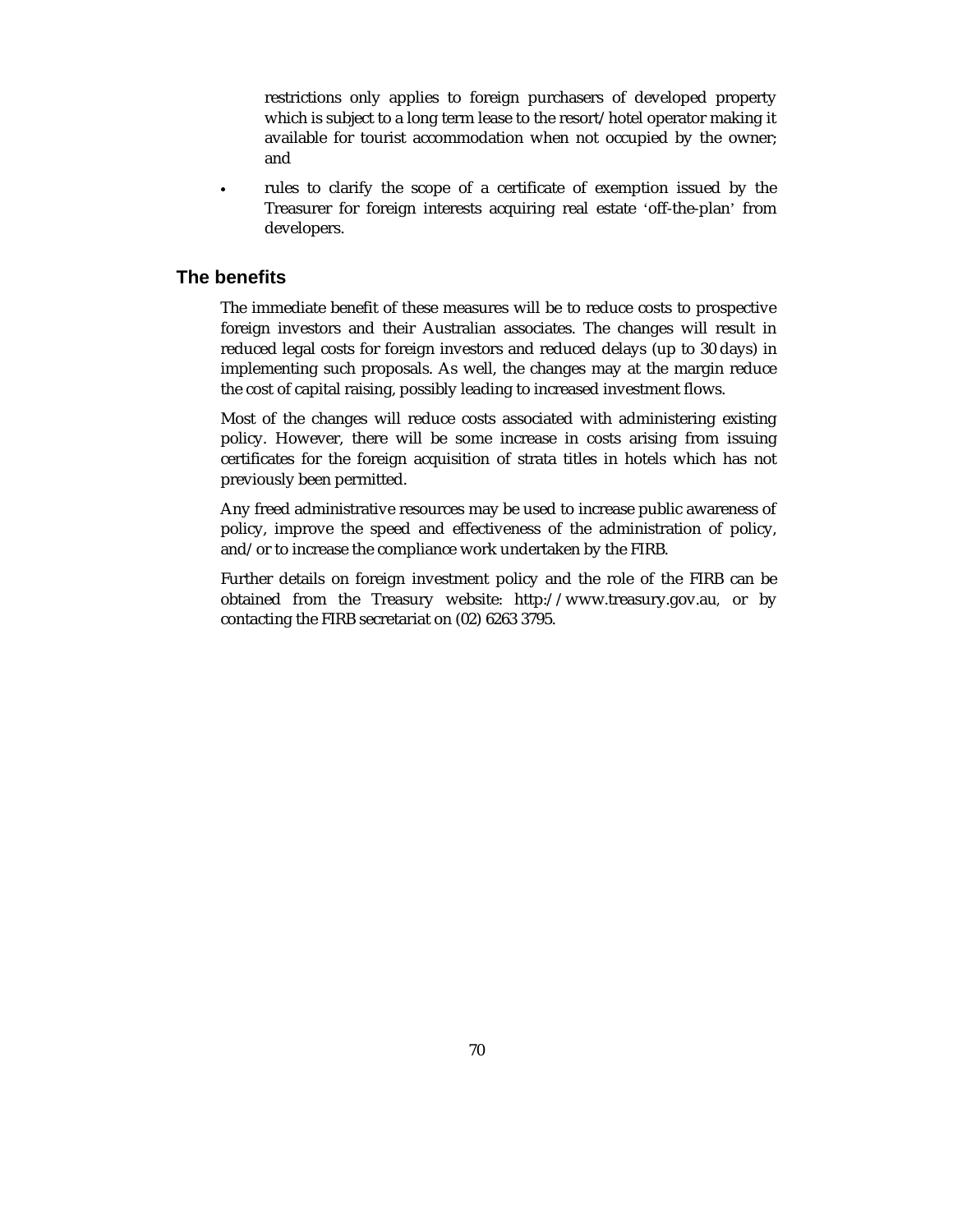restrictions only applies to foreign purchasers of developed property which is subject to a long term lease to the resort/hotel operator making it available for tourist accommodation when not occupied by the owner; and

- rules to clarify the scope of a certificate of exemption issued by the Treasurer for foreign interests acquiring real estate 'off-the-plan' from developers.

## The benefits

The immediate benefit of these measures will be to reduce costs to prospective foreign investors and their Australian associates. The changes will result in reduced legal costs for foreign investors and reduced delays (up to 30 days) in implementing such proposals. As well, the changes may at the margin reduce the cost of capital raising, possibly leading to increased investment flows.

Most of the changes will reduce costs associated with administering existing policy. However, there will be some increase in costs arising from issuing certificates for the foreign acquisition of strata titles in hotels which has not previously been permitted.

Any freed administrative resources may be used to increase public awareness of policy, improve the speed and effectiveness of the administration of policy, and/or to increase the compliance work undertaken by the FIRB.

Further details on foreign investment policy and the role of the FIRB can be obtained from the Treasury website: http://www.treasury.gov.au, or by contacting the FIRB secretariat on (02) 6263 3795.